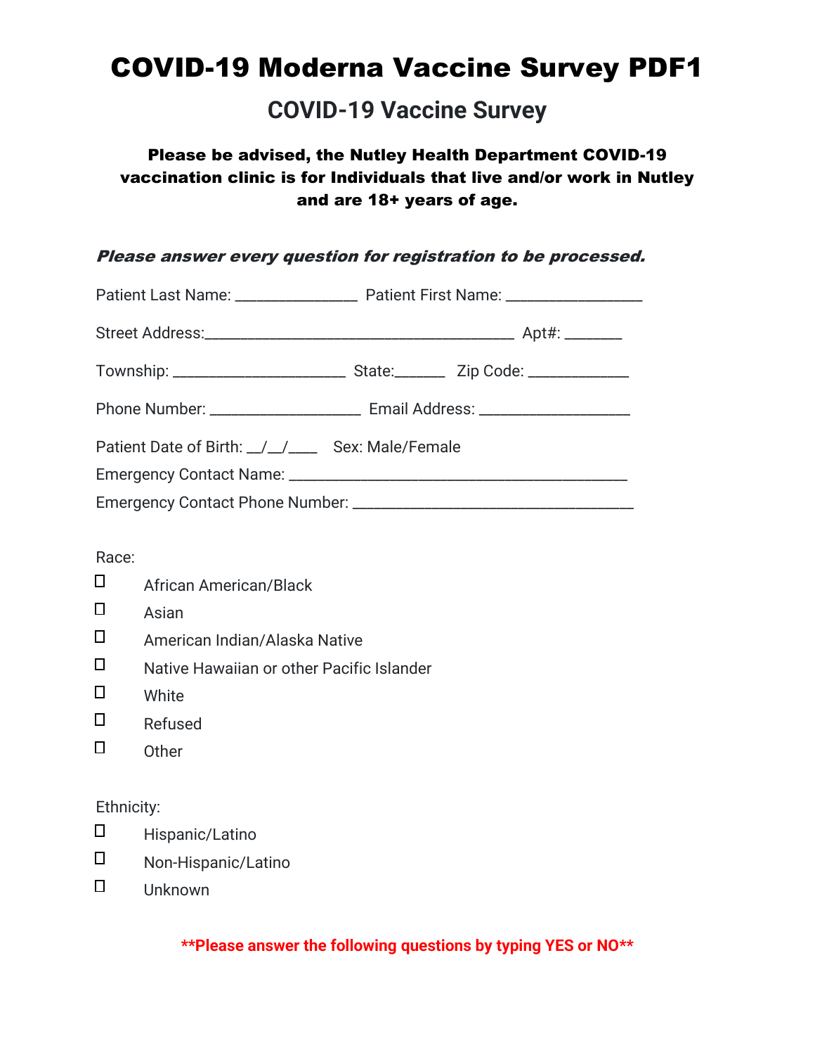# COVID-19 Moderna Vaccine Survey PDF1

## COVID-19 Vaccine Survey

**Please be advised, the Nutley Health Department COVID-19 vaccination clinic is for Individuals that live and/or work in Nutley and are 18+ years of age.**

***Please answer every question for registration to be processed.***

Patient Last Name: _______________ Patient First Name: _________________

Street Address:_______________________________________ Apt#: _______

Township: ______________________ State:______ Zip Code: _____________

Phone Number: ___________________ Email Address: ___________________

Patient Date of Birth: __/__/____ Sex: Male/Female

Emergency Contact Name: ___________________________________________

Emergency Contact Phone Number: ____________________________________

Race:

- ☐ African American/Black
- ☐ Asian
- ☐ American Indian/Alaska Native
- ☐ Native Hawaiian or other Pacific Islander
- ☐ White
- ☐ Refused
- ☐ Other

Ethnicity:

- ☐ Hispanic/Latino
- ☐ Non-Hispanic/Latino
- ☐ Unknown

**\*\*Please answer the following questions by typing YES or NO\*\***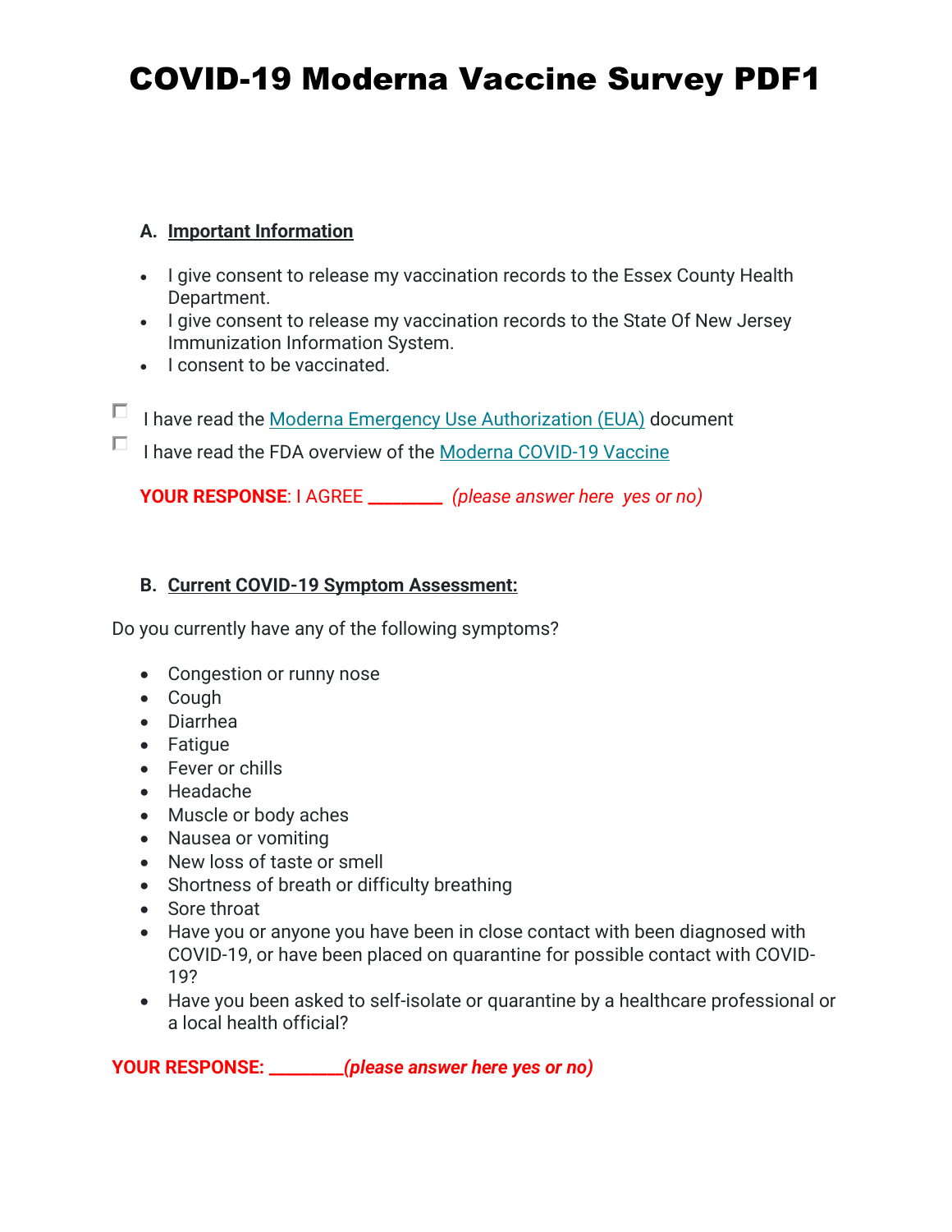# COVID-19 Moderna Vaccine Survey PDF1

**A. Important Information**

- I give consent to release my vaccination records to the Essex County Health Department.
- I give consent to release my vaccination records to the State Of New Jersey Immunization Information System.
- I consent to be vaccinated.

☐ I have read the Moderna Emergency Use Authorization (EUA) document

☐ I have read the FDA overview of the Moderna COVID-19 Vaccine

**YOUR RESPONSE**: I AGREE **________** *(please answer here yes or no)*

**B. Current COVID-19 Symptom Assessment:**

Do you currently have any of the following symptoms?

- Congestion or runny nose
- Cough
- Diarrhea
- Fatigue
- Fever or chills
- Headache
- Muscle or body aches
- Nausea or vomiting
- New loss of taste or smell
- Shortness of breath or difficulty breathing
- Sore throat
- Have you or anyone you have been in close contact with been diagnosed with COVID-19, or have been placed on quarantine for possible contact with COVID-19?
- Have you been asked to self-isolate or quarantine by a healthcare professional or a local health official?

**YOUR RESPONSE: ________*(please answer here yes or no)***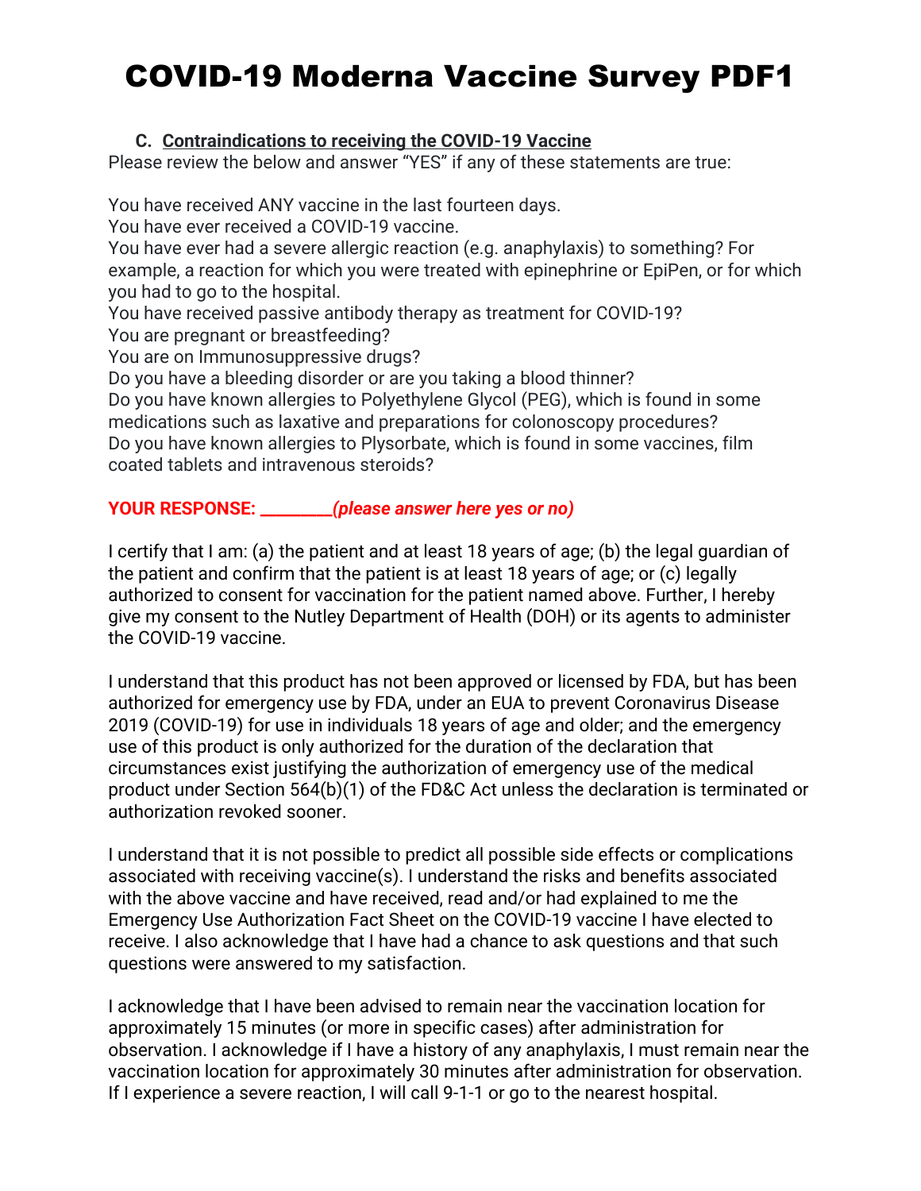# COVID-19 Moderna Vaccine Survey PDF1

**C. Contraindications to receiving the COVID-19 Vaccine**

Please review the below and answer "YES" if any of these statements are true:

You have received ANY vaccine in the last fourteen days.
You have ever received a COVID-19 vaccine.
You have ever had a severe allergic reaction (e.g. anaphylaxis) to something? For example, a reaction for which you were treated with epinephrine or EpiPen, or for which you had to go to the hospital.
You have received passive antibody therapy as treatment for COVID-19?
You are pregnant or breastfeeding?
You are on Immunosuppressive drugs?
Do you have a bleeding disorder or are you taking a blood thinner?
Do you have known allergies to Polyethylene Glycol (PEG), which is found in some medications such as laxative and preparations for colonoscopy procedures?
Do you have known allergies to Plysorbate, which is found in some vaccines, film coated tablets and intravenous steroids?

**YOUR RESPONSE: _________*(please answer here yes or no)***

I certify that I am: (a) the patient and at least 18 years of age; (b) the legal guardian of the patient and confirm that the patient is at least 18 years of age; or (c) legally authorized to consent for vaccination for the patient named above. Further, I hereby give my consent to the Nutley Department of Health (DOH) or its agents to administer the COVID-19 vaccine.

I understand that this product has not been approved or licensed by FDA, but has been authorized for emergency use by FDA, under an EUA to prevent Coronavirus Disease 2019 (COVID-19) for use in individuals 18 years of age and older; and the emergency use of this product is only authorized for the duration of the declaration that circumstances exist justifying the authorization of emergency use of the medical product under Section 564(b)(1) of the FD&C Act unless the declaration is terminated or authorization revoked sooner.

I understand that it is not possible to predict all possible side effects or complications associated with receiving vaccine(s). I understand the risks and benefits associated with the above vaccine and have received, read and/or had explained to me the Emergency Use Authorization Fact Sheet on the COVID-19 vaccine I have elected to receive. I also acknowledge that I have had a chance to ask questions and that such questions were answered to my satisfaction.

I acknowledge that I have been advised to remain near the vaccination location for approximately 15 minutes (or more in specific cases) after administration for observation. I acknowledge if I have a history of any anaphylaxis, I must remain near the vaccination location for approximately 30 minutes after administration for observation. If I experience a severe reaction, I will call 9-1-1 or go to the nearest hospital.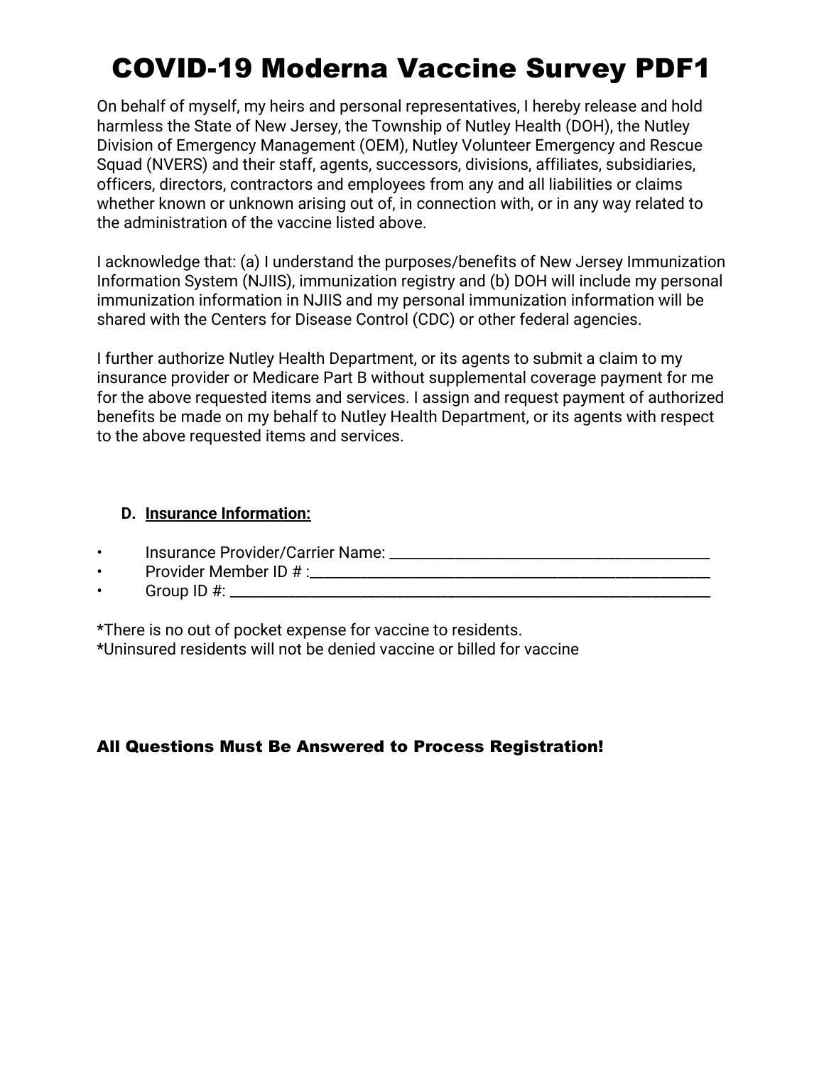# COVID-19 Moderna Vaccine Survey PDF1

On behalf of myself, my heirs and personal representatives, I hereby release and hold harmless the State of New Jersey, the Township of Nutley Health (DOH), the Nutley Division of Emergency Management (OEM), Nutley Volunteer Emergency and Rescue Squad (NVERS) and their staff, agents, successors, divisions, affiliates, subsidiaries, officers, directors, contractors and employees from any and all liabilities or claims whether known or unknown arising out of, in connection with, or in any way related to the administration of the vaccine listed above.

I acknowledge that: (a) I understand the purposes/benefits of New Jersey Immunization Information System (NJIIS), immunization registry and (b) DOH will include my personal immunization information in NJIIS and my personal immunization information will be shared with the Centers for Disease Control (CDC) or other federal agencies.

I further authorize Nutley Health Department, or its agents to submit a claim to my insurance provider or Medicare Part B without supplemental coverage payment for me for the above requested items and services. I assign and request payment of authorized benefits be made on my behalf to Nutley Health Department, or its agents with respect to the above requested items and services.

**D. <u>Insurance Information:</u>**

- Insurance Provider/Carrier Name: ___________________________________
- Provider Member ID # :__________________________________________
- Group ID #: ________________________________________________

*There is no out of pocket expense for vaccine to residents.
*Uninsured residents will not be denied vaccine or billed for vaccine

**All Questions Must Be Answered to Process Registration!**